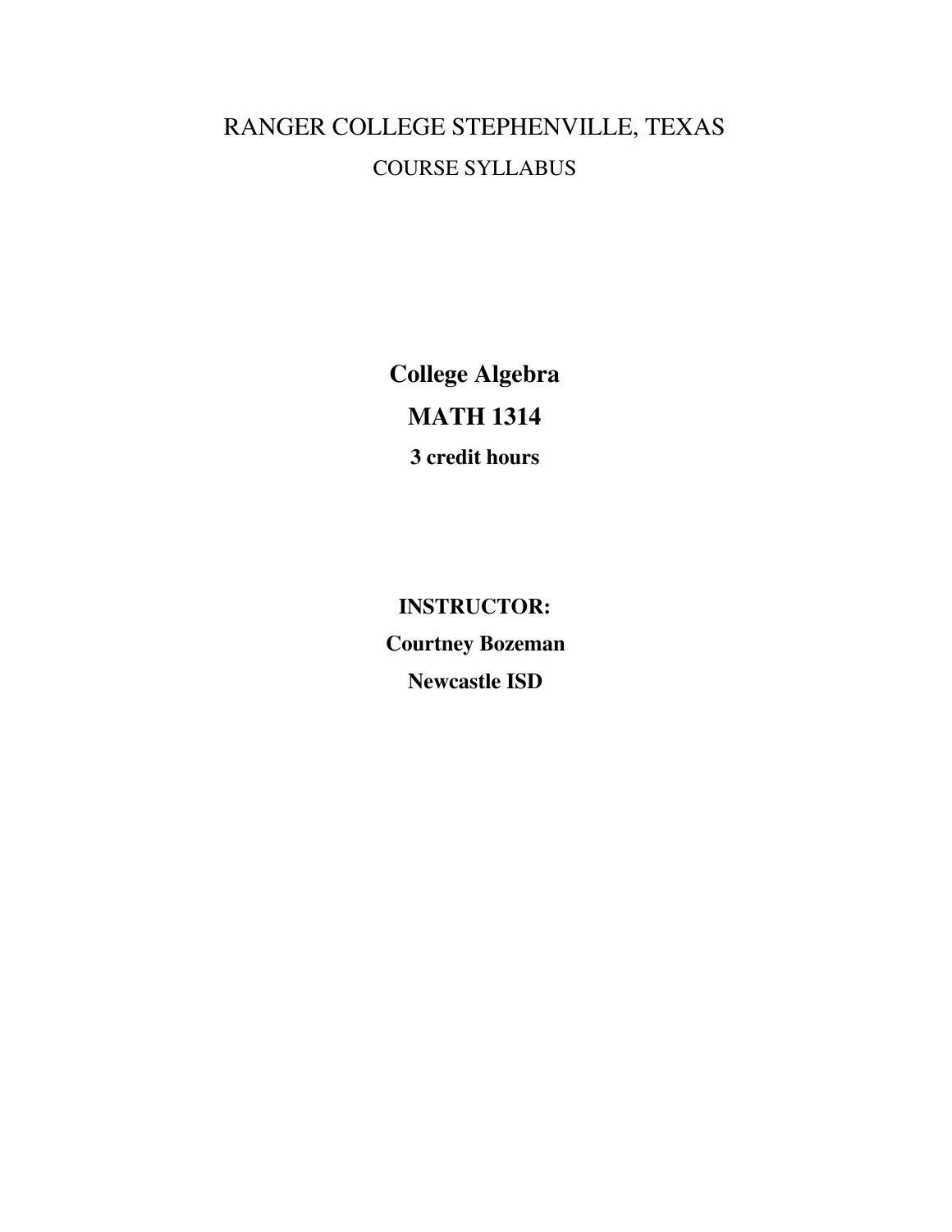# RANGER COLLEGE STEPHENVILLE, TEXAS

## COURSE SYLLABUS

**College Algebra**

**MATH 1314**

**3 credit hours**

**INSTRUCTOR:**

**Courtney Bozeman**

**Newcastle ISD**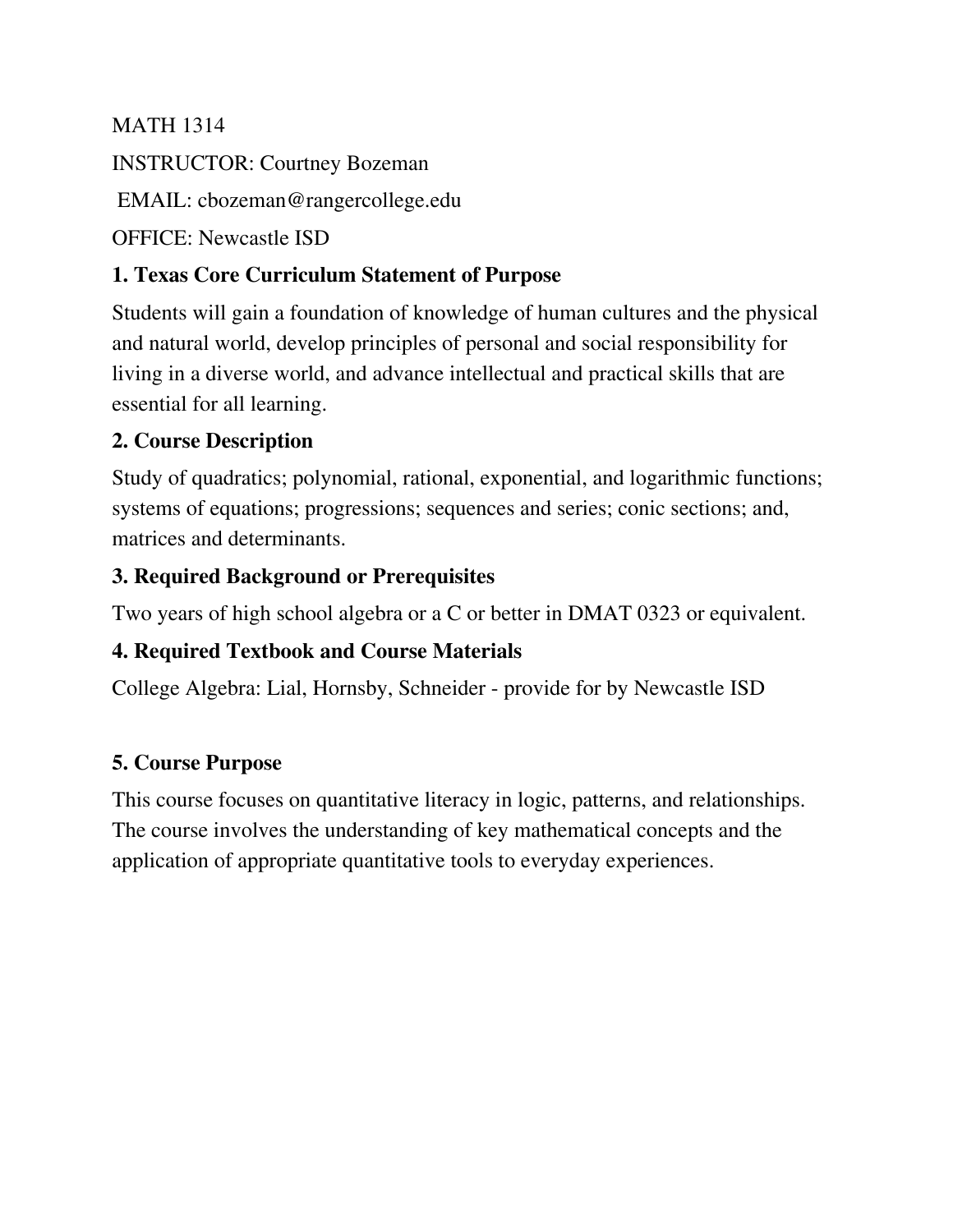MATH 1314

INSTRUCTOR: Courtney Bozeman

EMAIL: cbozeman@rangercollege.edu

OFFICE: Newcastle ISD

## 1. Texas Core Curriculum Statement of Purpose

Students will gain a foundation of knowledge of human cultures and the physical and natural world, develop principles of personal and social responsibility for living in a diverse world, and advance intellectual and practical skills that are essential for all learning.

## 2. Course Description

Study of quadratics; polynomial, rational, exponential, and logarithmic functions; systems of equations; progressions; sequences and series; conic sections; and, matrices and determinants.

## 3. Required Background or Prerequisites

Two years of high school algebra or a C or better in DMAT 0323 or equivalent.

## 4. Required Textbook and Course Materials

College Algebra: Lial, Hornsby, Schneider - provide for by Newcastle ISD

## 5. Course Purpose

This course focuses on quantitative literacy in logic, patterns, and relationships. The course involves the understanding of key mathematical concepts and the application of appropriate quantitative tools to everyday experiences.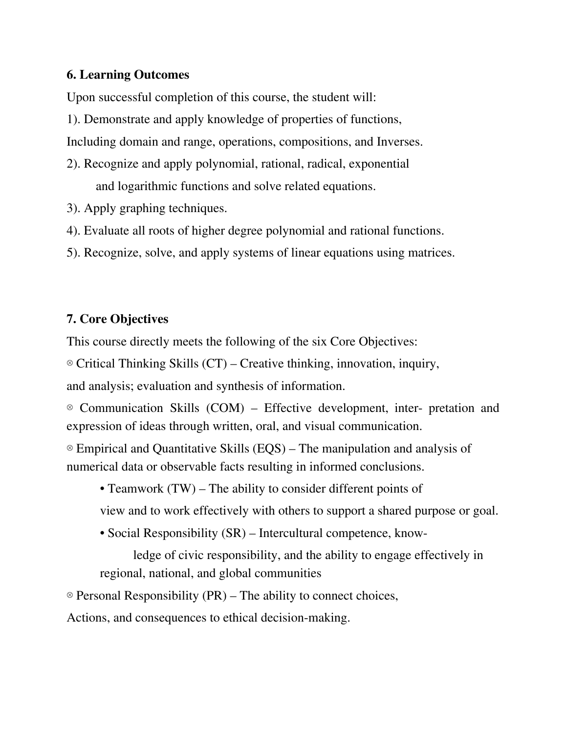**6. Learning Outcomes**

Upon successful completion of this course, the student will:

1). Demonstrate and apply knowledge of properties of functions, Including domain and range, operations, compositions, and Inverses.

2). Recognize and apply polynomial, rational, radical, exponential and logarithmic functions and solve related equations.

3). Apply graphing techniques.

4). Evaluate all roots of higher degree polynomial and rational functions.

5). Recognize, solve, and apply systems of linear equations using matrices.

**7. Core Objectives**

This course directly meets the following of the six Core Objectives:

⊗ Critical Thinking Skills (CT) – Creative thinking, innovation, inquiry, and analysis; evaluation and synthesis of information.

⊗ Communication Skills (COM) – Effective development, inter- pretation and expression of ideas through written, oral, and visual communication.

⊗ Empirical and Quantitative Skills (EQS) – The manipulation and analysis of numerical data or observable facts resulting in informed conclusions.

- Teamwork (TW) – The ability to consider different points of view and to work effectively with others to support a shared purpose or goal.
- Social Responsibility (SR) – Intercultural competence, know- ledge of civic responsibility, and the ability to engage effectively in regional, national, and global communities

⊗ Personal Responsibility (PR) – The ability to connect choices, Actions, and consequences to ethical decision-making.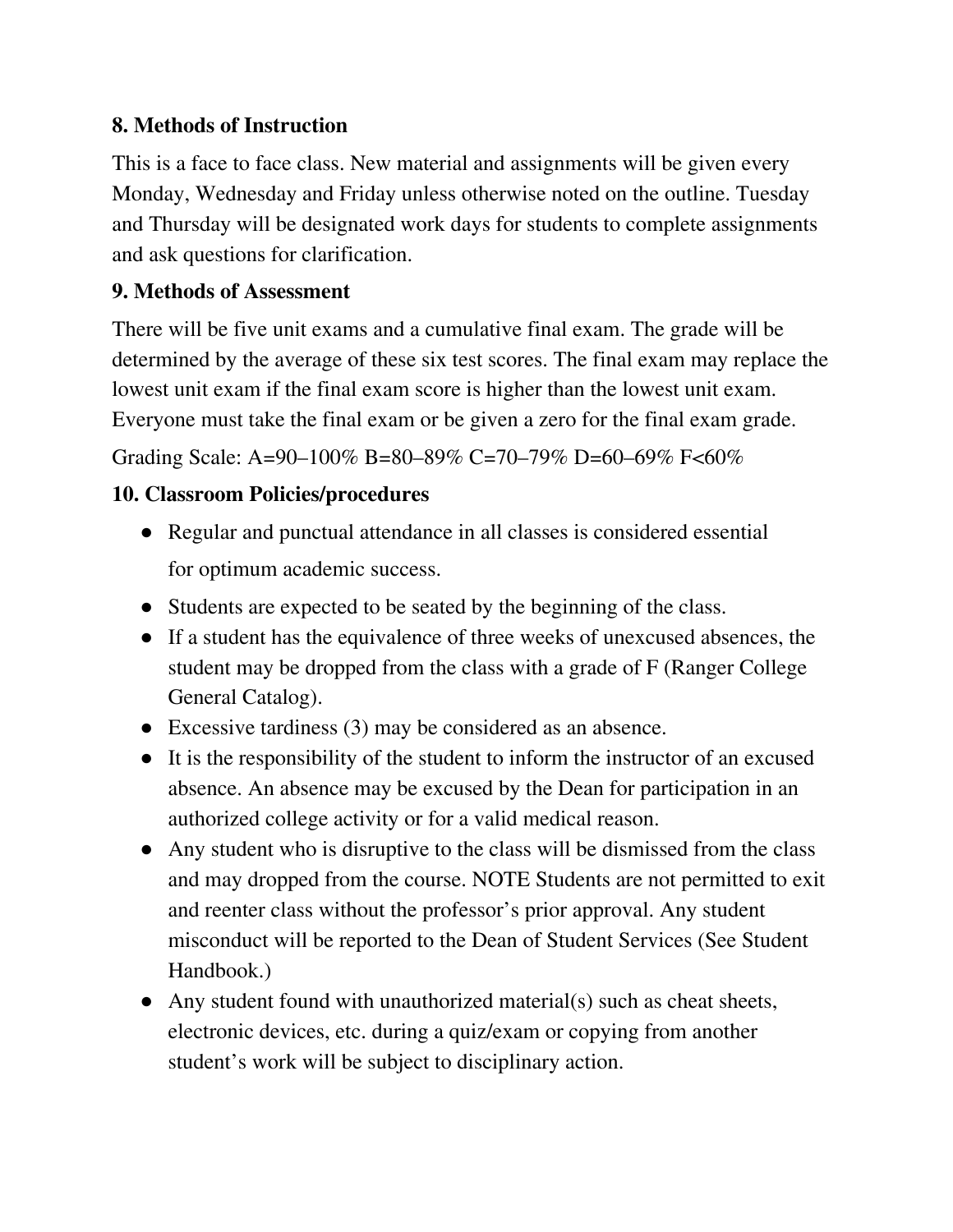## 8. Methods of Instruction

This is a face to face class. New material and assignments will be given every Monday, Wednesday and Friday unless otherwise noted on the outline. Tuesday and Thursday will be designated work days for students to complete assignments and ask questions for clarification.

## 9. Methods of Assessment

There will be five unit exams and a cumulative final exam. The grade will be determined by the average of these six test scores. The final exam may replace the lowest unit exam if the final exam score is higher than the lowest unit exam. Everyone must take the final exam or be given a zero for the final exam grade.

Grading Scale: A=90–100% B=80–89% C=70–79% D=60–69% F<60%

## 10. Classroom Policies/procedures

- Regular and punctual attendance in all classes is considered essential for optimum academic success.
- Students are expected to be seated by the beginning of the class.
- If a student has the equivalence of three weeks of unexcused absences, the student may be dropped from the class with a grade of F (Ranger College General Catalog).
- Excessive tardiness (3) may be considered as an absence.
- It is the responsibility of the student to inform the instructor of an excused absence. An absence may be excused by the Dean for participation in an authorized college activity or for a valid medical reason.
- Any student who is disruptive to the class will be dismissed from the class and may dropped from the course. NOTE Students are not permitted to exit and reenter class without the professor's prior approval. Any student misconduct will be reported to the Dean of Student Services (See Student Handbook.)
- Any student found with unauthorized material(s) such as cheat sheets, electronic devices, etc. during a quiz/exam or copying from another student's work will be subject to disciplinary action.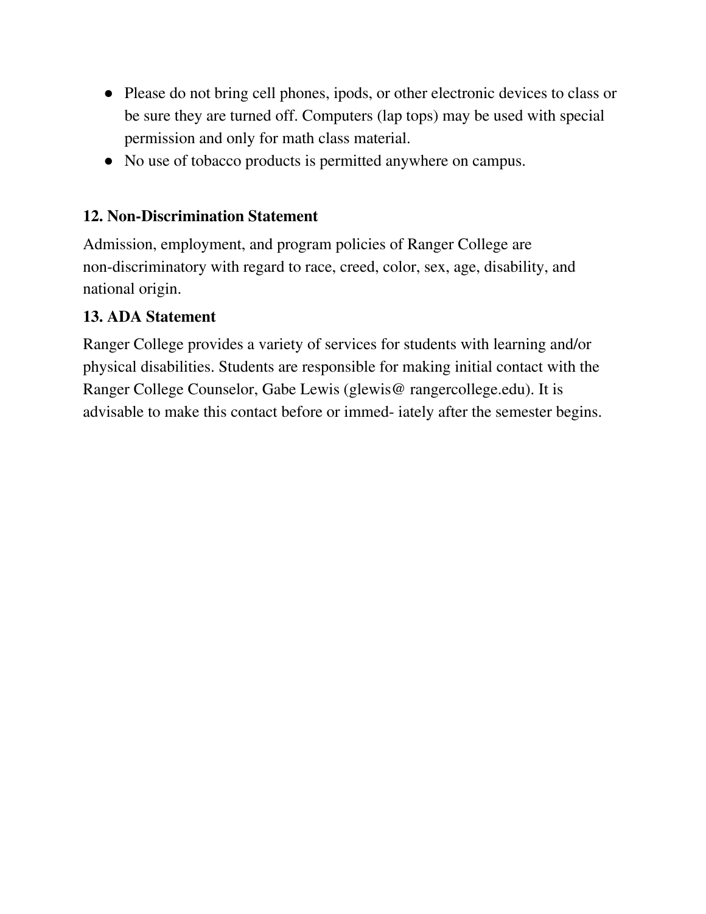- Please do not bring cell phones, ipods, or other electronic devices to class or be sure they are turned off. Computers (lap tops) may be used with special permission and only for math class material.
- No use of tobacco products is permitted anywhere on campus.

### 12. Non-Discrimination Statement

Admission, employment, and program policies of Ranger College are non-discriminatory with regard to race, creed, color, sex, age, disability, and national origin.

### 13. ADA Statement

Ranger College provides a variety of services for students with learning and/or physical disabilities. Students are responsible for making initial contact with the Ranger College Counselor, Gabe Lewis (glewis@ rangercollege.edu). It is advisable to make this contact before or immed- iately after the semester begins.